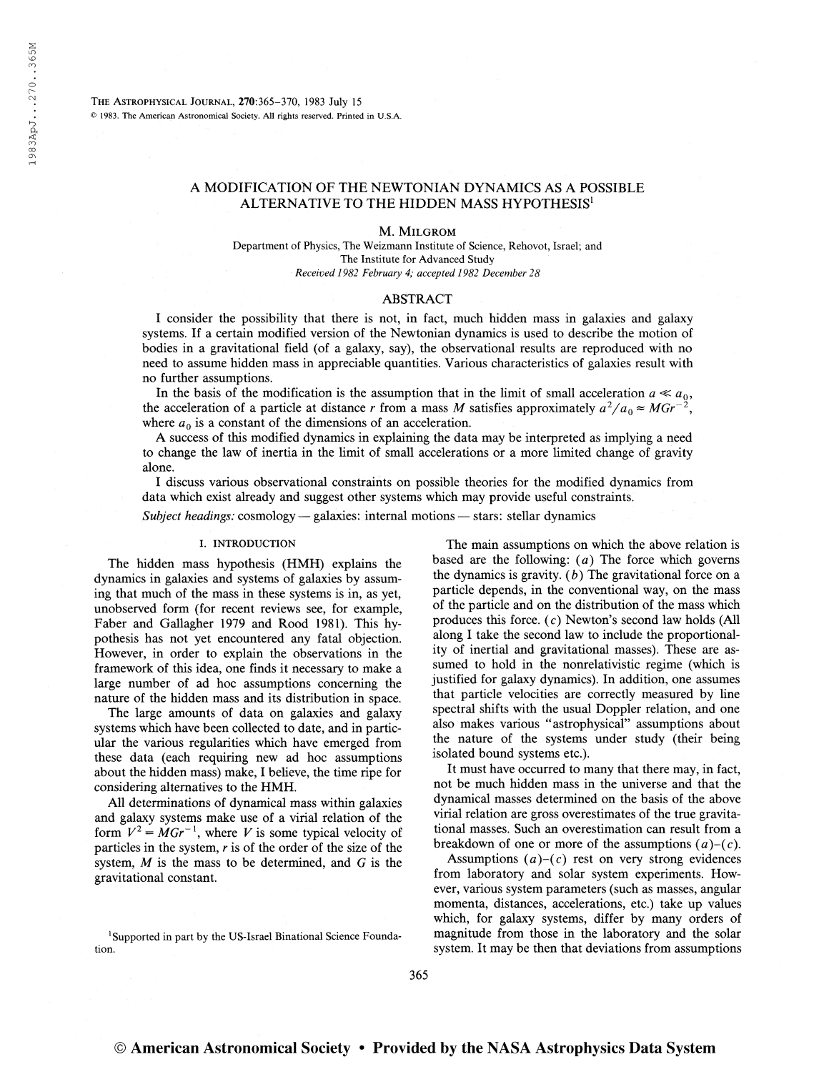# A MODIFICATION OF THE NEWTONIAN DYNAMICS AS A POSSIBLE ALTERNATIVE TO THE HIDDEN MASS HYPOTHESIS[1]

M. Milgrom

Department of Physics, The Weizmann Institute of Science, Rehovot, Israel; and The Institute for Advanced Study

*Received 1982 February 4; accepted 1982 December 28*

## ABSTRACT

I consider the possibility that there is not, in fact, much hidden mass in galaxies and galaxy systems. If a certain modified version of the Newtonian dynamics is used to describe the motion of bodies in a gravitational field (of a galaxy, say), the observational results are reproduced with no need to assume hidden mass in appreciable quantities. Various characteristics of galaxies result with no further assumptions.

In the basis of the modification is the assumption that in the limit of small acceleration $a \ll a_0$, the acceleration of a particle at distance $r$ from a mass $M$ satisfies approximately $a^2/a_0 \approx MGr^{-2}$, where $a_0$ is a constant of the dimensions of an acceleration.

A success of this modified dynamics in explaining the data may be interpreted as implying a need to change the law of inertia in the limit of small accelerations or a more limited change of gravity alone.

I discuss various observational constraints on possible theories for the modified dynamics from data which exist already and suggest other systems which may provide useful constraints.

*Subject headings:* cosmology — galaxies: internal motions — stars: stellar dynamics

## I. INTRODUCTION

The hidden mass hypothesis (HMH) explains the dynamics in galaxies and systems of galaxies by assuming that much of the mass in these systems is in, as yet, unobserved form (for recent reviews see, for example, Faber and Gallagher 1979 and Rood 1981). This hypothesis has not yet encountered any fatal objection. However, in order to explain the observations in the framework of this idea, one finds it necessary to make a large number of ad hoc assumptions concerning the nature of the hidden mass and its distribution in space.

The large amounts of data on galaxies and galaxy systems which have been collected to date, and in particular the various regularities which have emerged from these data (each requiring new ad hoc assumptions about the hidden mass) make, I believe, the time ripe for considering alternatives to the HMH.

All determinations of dynamical mass within galaxies and galaxy systems make use of a virial relation of the form $V^2 = MGr^{-1}$, where $V$ is some typical velocity of particles in the system, $r$ is of the order of the size of the system, $M$ is the mass to be determined, and $G$ is the gravitational constant.

The main assumptions on which the above relation is based are the following: ($a$) The force which governs the dynamics is gravity. ($b$) The gravitational force on a particle depends, in the conventional way, on the mass of the particle and on the distribution of the mass which produces this force. ($c$) Newton's second law holds (All along I take the second law to include the proportionality of inertial and gravitational masses). These are assumed to hold in the nonrelativistic regime (which is justified for galaxy dynamics). In addition, one assumes that particle velocities are correctly measured by line spectral shifts with the usual Doppler relation, and one also makes various "astrophysical" assumptions about the nature of the systems under study (their being isolated bound systems etc.).

It must have occurred to many that there may, in fact, not be much hidden mass in the universe and that the dynamical masses determined on the basis of the above virial relation are gross overestimates of the true gravitational masses. Such an overestimation can result from a breakdown of one or more of the assumptions ($a$)–($c$).

Assumptions ($a$)–($c$) rest on very strong evidences from laboratory and solar system experiments. However, various system parameters (such as masses, angular momenta, distances, accelerations, etc.) take up values which, for galaxy systems, differ by many orders of magnitude from those in the laboratory and the solar system. It may be then that deviations from assumptions

[1] Supported in part by the US-Israel Binational Science Foundation.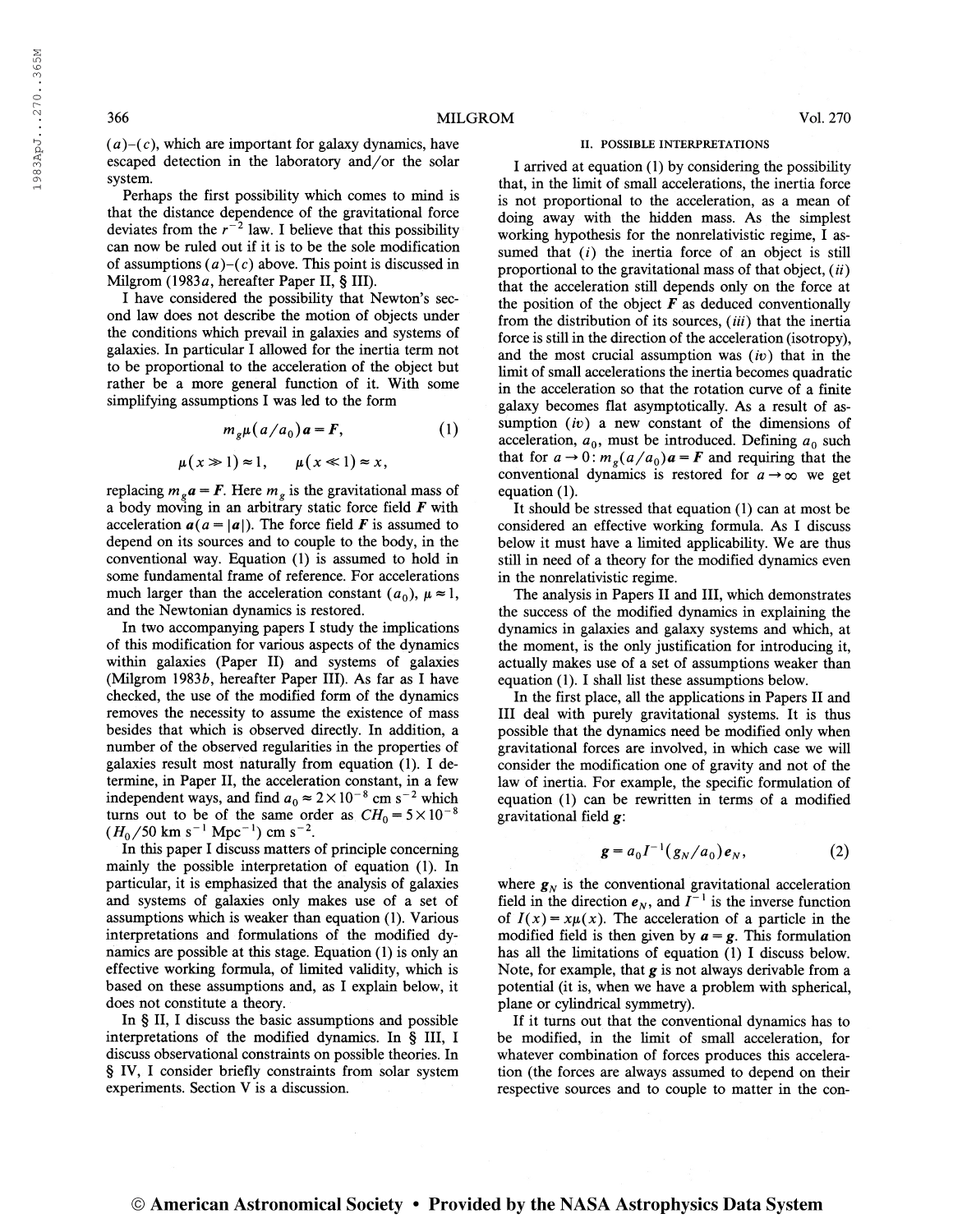(*a*)–(*c*), which are important for galaxy dynamics, have escaped detection in the laboratory and/or the solar system.

Perhaps the first possibility which comes to mind is that the distance dependence of the gravitational force deviates from the $r^{-2}$ law. I believe that this possibility can now be ruled out if it is to be the sole modification of assumptions (*a*)–(*c*) above. This point is discussed in Milgrom (1983*a*, hereafter Paper II, § III).

I have considered the possibility that Newton's second law does not describe the motion of objects under the conditions which prevail in galaxies and systems of galaxies. In particular I allowed for the inertia term not to be proportional to the acceleration of the object but rather be a more general function of it. With some simplifying assumptions I was led to the form

$$m_g \mu(a/a_0)\boldsymbol{a} = \boldsymbol{F}, \tag{1}$$

$$\mu(x \gg 1) \approx 1, \quad \mu(x \ll 1) \approx x,$$

replacing $m_g \boldsymbol{a} = \boldsymbol{F}$. Here $m_g$ is the gravitational mass of a body moving in an arbitrary static force field $\boldsymbol{F}$ with acceleration $\boldsymbol{a}(a = |\boldsymbol{a}|)$. The force field $\boldsymbol{F}$ is assumed to depend on its sources and to couple to the body, in the conventional way. Equation (1) is assumed to hold in some fundamental frame of reference. For accelerations much larger than the acceleration constant ($a_0$), $\mu \approx 1$, and the Newtonian dynamics is restored.

In two accompanying papers I study the implications of this modification for various aspects of the dynamics within galaxies (Paper II) and systems of galaxies (Milgrom 1983*b*, hereafter Paper III). As far as I have checked, the use of the modified form of the dynamics removes the necessity to assume the existence of mass besides that which is observed directly. In addition, a number of the observed regularities in the properties of galaxies result most naturally from equation (1). I determine, in Paper II, the acceleration constant, in a few independent ways, and find $a_0 \approx 2 \times 10^{-8}$ cm s$^{-2}$ which turns out to be of the same order as $CH_0 = 5 \times 10^{-8}$ ($H_0/50$ km s$^{-1}$ Mpc$^{-1}$) cm s$^{-2}$.

In this paper I discuss matters of principle concerning mainly the possible interpretation of equation (1). In particular, it is emphasized that the analysis of galaxies and systems of galaxies only makes use of a set of assumptions which is weaker than equation (1). Various interpretations and formulations of the modified dynamics are possible at this stage. Equation (1) is only an effective working formula, of limited validity, which is based on these assumptions and, as I explain below, it does not constitute a theory.

In § II, I discuss the basic assumptions and possible interpretations of the modified dynamics. In § III, I discuss observational constraints on possible theories. In § IV, I consider briefly constraints from solar system experiments. Section V is a discussion.

## II. POSSIBLE INTERPRETATIONS

I arrived at equation (1) by considering the possibility that, in the limit of small accelerations, the inertia force is not proportional to the acceleration, as a mean of doing away with the hidden mass. As the simplest working hypothesis for the nonrelativistic regime, I assumed that (*i*) the inertia force of an object is still proportional to the gravitational mass of that object, (*ii*) that the acceleration still depends only on the force at the position of the object $\boldsymbol{F}$ as deduced conventionally from the distribution of its sources, (*iii*) that the inertia force is still in the direction of the acceleration (isotropy), and the most crucial assumption was (*iv*) that in the limit of small accelerations the inertia becomes quadratic in the acceleration so that the rotation curve of a finite galaxy becomes flat asymptotically. As a result of assumption (*iv*) a new constant of the dimensions of acceleration, $a_0$, must be introduced. Defining $a_0$ such that for $a \to 0$: $m_g(a/a_0)\boldsymbol{a} = \boldsymbol{F}$ and requiring that the conventional dynamics is restored for $a \to \infty$ we get equation (1).

It should be stressed that equation (1) can at most be considered an effective working formula. As I discuss below it must have a limited applicability. We are thus still in need of a theory for the modified dynamics even in the nonrelativistic regime.

The analysis in Papers II and III, which demonstrates the success of the modified dynamics in explaining the dynamics in galaxies and galaxy systems and which, at the moment, is the only justification for introducing it, actually makes use of a set of assumptions weaker than equation (1). I shall list these assumptions below.

In the first place, all the applications in Papers II and III deal with purely gravitational systems. It is thus possible that the dynamics need be modified only when gravitational forces are involved, in which case we will consider the modification one of gravity and not of the law of inertia. For example, the specific formulation of equation (1) can be rewritten in terms of a modified gravitational field $\boldsymbol{g}$:

$$\boldsymbol{g} = a_0 I^{-1}(g_N/a_0)\boldsymbol{e}_N, \tag{2}$$

where $\boldsymbol{g}_N$ is the conventional gravitational acceleration field in the direction $\boldsymbol{e}_N$, and $I^{-1}$ is the inverse function of $I(x) = x\mu(x)$. The acceleration of a particle in the modified field is then given by $\boldsymbol{a} = \boldsymbol{g}$. This formulation has all the limitations of equation (1) I discuss below. Note, for example, that $\boldsymbol{g}$ is not always derivable from a potential (it is, when we have a problem with spherical, plane or cylindrical symmetry).

If it turns out that the conventional dynamics has to be modified, in the limit of small acceleration, for whatever combination of forces produces this acceleration (the forces are always assumed to depend on their respective sources and to couple to matter in the con-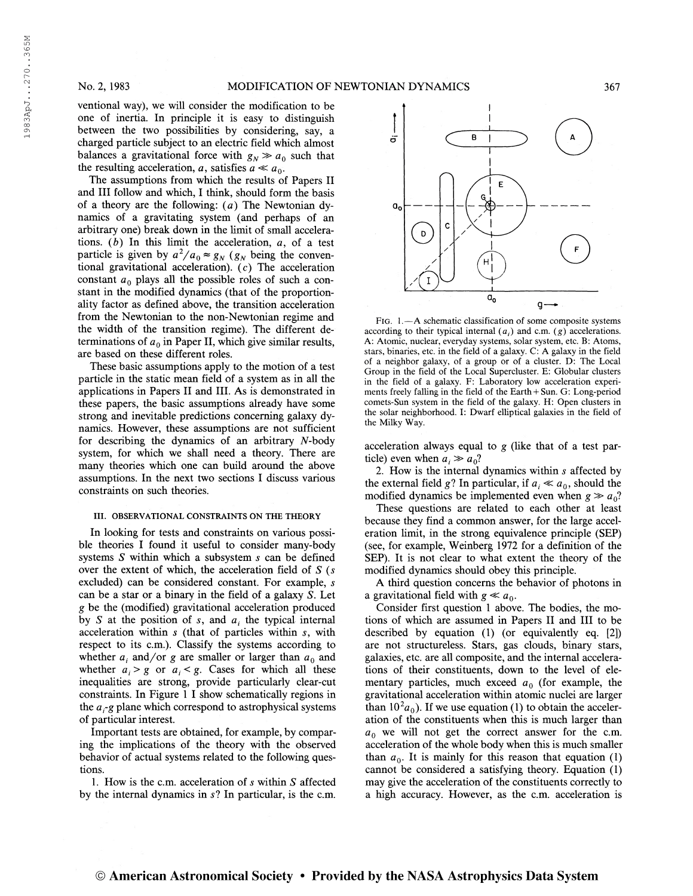ventional way), we will consider the modification to be one of inertia. In principle it is easy to distinguish between the two possibilities by considering, say, a charged particle subject to an electric field which almost balances a gravitational force with $g_N \gg a_0$ such that the resulting acceleration, $a$, satisfies $a \ll a_0$.

The assumptions from which the results of Papers II and III follow and which, I think, should form the basis of a theory are the following: (*a*) The Newtonian dynamics of a gravitating system (and perhaps of an arbitrary one) break down in the limit of small accelerations. (*b*) In this limit the acceleration, $a$, of a test particle is given by $a^2/a_0 \approx g_N$ ($g_N$ being the conventional gravitational acceleration). (*c*) The acceleration constant $a_0$ plays all the possible roles of such a constant in the modified dynamics (that of the proportionality factor as defined above, the transition acceleration from the Newtonian to the non-Newtonian regime and the width of the transition regime). The different determinations of $a_0$ in Paper II, which give similar results, are based on these different roles.

These basic assumptions apply to the motion of a test particle in the static mean field of a system as in all the applications in Papers II and III. As is demonstrated in these papers, the basic assumptions already have some strong and inevitable predictions concerning galaxy dynamics. However, these assumptions are not sufficient for describing the dynamics of an arbitrary $N$-body system, for which we shall need a theory. There are many theories which one can build around the above assumptions. In the next two sections I discuss various constraints on such theories.

### III. OBSERVATIONAL CONSTRAINTS ON THE THEORY

In looking for tests and constraints on various possible theories I found it useful to consider many-body systems $S$ within which a subsystem $s$ can be defined over the extent of which, the acceleration field of $S$ ($s$ excluded) can be considered constant. For example, $s$ can be a star or a binary in the field of a galaxy $S$. Let $g$ be the (modified) gravitational acceleration produced by $S$ at the position of $s$, and $a_i$ the typical internal acceleration within $s$ (that of particles within $s$, with respect to its c.m.). Classify the systems according to whether $a_i$ and/or $g$ are smaller or larger than $a_0$ and whether $a_i > g$ or $a_i < g$. Cases for which all these inequalities are strong, provide particularly clear-cut constraints. In Figure 1 I show schematically regions in the $a_i$-$g$ plane which correspond to astrophysical systems of particular interest.

Important tests are obtained, for example, by comparing the implications of the theory with the observed behavior of actual systems related to the following questions.

1. How is the c.m. acceleration of $s$ within $S$ affected by the internal dynamics in $s$? In particular, is the c.m. acceleration always equal to $g$ (like that of a test particle) even when $a_i \gg a_0$?

2. How is the internal dynamics within $s$ affected by the external field $g$? In particular, if $a_i \ll a_0$, should the modified dynamics be implemented even when $g \gg a_0$?

These questions are related to each other at least because they find a common answer, for the large acceleration limit, in the strong equivalence principle (SEP) (see, for example, Weinberg 1972 for a definition of the SEP). It is not clear to what extent the theory of the modified dynamics should obey this principle.

A third question concerns the behavior of photons in a gravitational field with $g \ll a_0$.

Consider first question 1 above. The bodies, the motions of which are assumed in Papers II and III to be described by equation (1) (or equivalently eq. [2]) are not structureless. Stars, gas clouds, binary stars, galaxies, etc. are all composite, and the internal accelerations of their constituents, down to the level of elementary particles, much exceed $a_0$ (for example, the gravitational acceleration within atomic nuclei are larger than $10^2 a_0$). If we use equation (1) to obtain the acceleration of the constituents when this is much larger than $a_0$ we will not get the correct answer for the c.m. acceleration of the whole body when this is much smaller than $a_0$. It is mainly for this reason that equation (1) cannot be considered a satisfying theory. Equation (1) may give the acceleration of the constituents correctly to a high accuracy. However, as the c.m. acceleration is

FIG. 1.—A schematic classification of some composite systems according to their typical internal ($a_i$) and c.m. ($g$) accelerations. A: Atomic, nuclear, everyday systems, solar system, etc. B: Atoms, stars, binaries, etc. in the field of a galaxy. C: A galaxy in the field of a neighbor galaxy, of a group or of a cluster. D: The Local Group in the field of the Local Supercluster. E: Globular clusters in the field of a galaxy. F: Laboratory low acceleration experiments freely falling in the field of the Earth + Sun. G: Long-period comets-Sun system in the field of the galaxy. H: Open clusters in the solar neighborhood. I: Dwarf elliptical galaxies in the field of the Milky Way.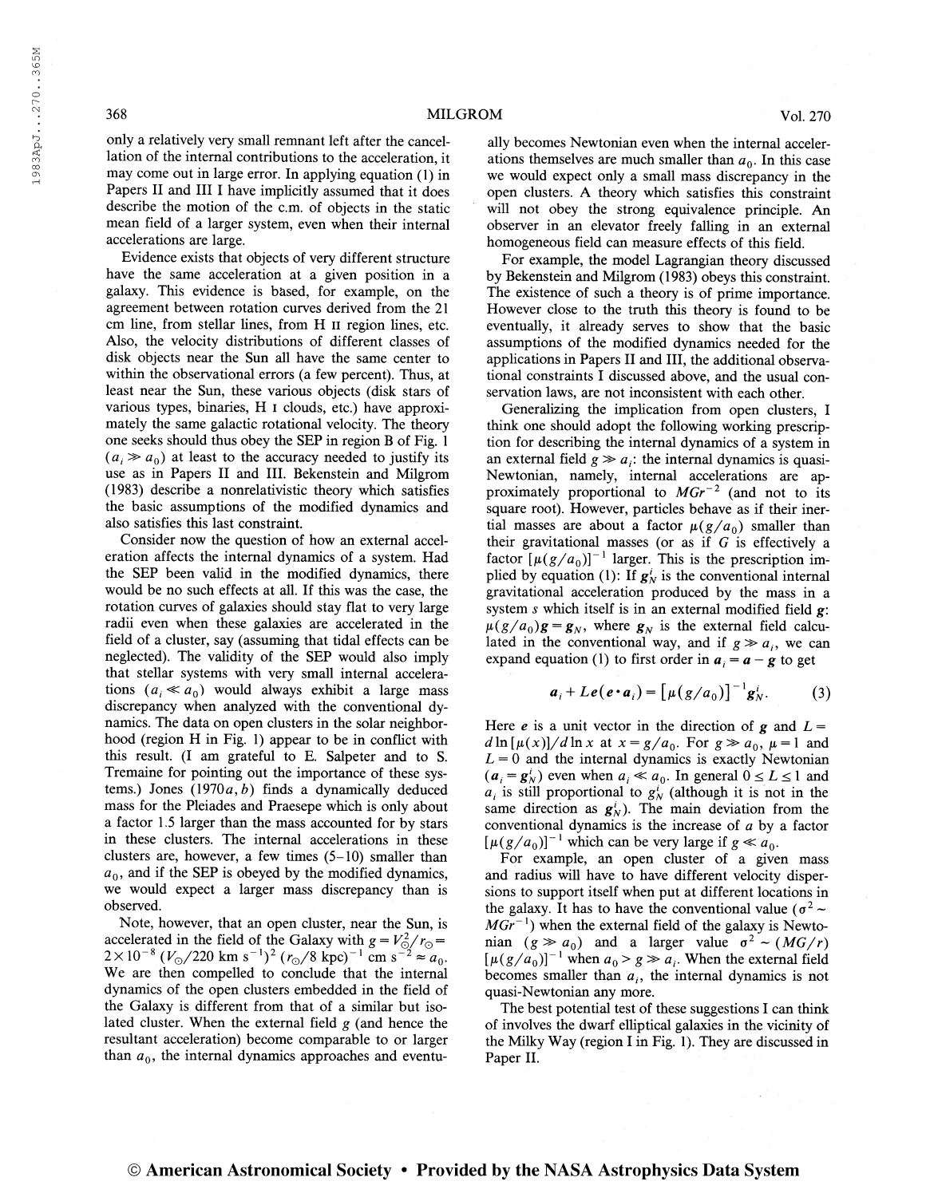only a relatively very small remnant left after the cancellation of the internal contributions to the acceleration, it may come out in large error. In applying equation (1) in Papers II and III I have implicitly assumed that it does describe the motion of the c.m. of objects in the static mean field of a larger system, even when their internal accelerations are large.

Evidence exists that objects of very different structure have the same acceleration at a given position in a galaxy. This evidence is based, for example, on the agreement between rotation curves derived from the 21 cm line, from stellar lines, from H II region lines, etc. Also, the velocity distributions of different classes of disk objects near the Sun all have the same center to within the observational errors (a few percent). Thus, at least near the Sun, these various objects (disk stars of various types, binaries, H I clouds, etc.) have approximately the same galactic rotational velocity. The theory one seeks should thus obey the SEP in region B of Fig. 1 ($a_i \gg a_0$) at least to the accuracy needed to justify its use as in Papers II and III. Bekenstein and Milgrom (1983) describe a nonrelativistic theory which satisfies the basic assumptions of the modified dynamics and also satisfies this last constraint.

Consider now the question of how an external acceleration affects the internal dynamics of a system. Had the SEP been valid in the modified dynamics, there would be no such effects at all. If this was the case, the rotation curves of galaxies should stay flat to very large radii even when these galaxies are accelerated in the field of a cluster, say (assuming that tidal effects can be neglected). The validity of the SEP would also imply that stellar systems with very small internal accelerations ($a_i \ll a_0$) would always exhibit a large mass discrepancy when analyzed with the conventional dynamics. The data on open clusters in the solar neighborhood (region H in Fig. 1) appear to be in conflict with this result. (I am grateful to E. Salpeter and to S. Tremaine for pointing out the importance of these systems.) Jones (1970*a*, *b*) finds a dynamically deduced mass for the Pleiades and Praesepe which is only about a factor 1.5 larger than the mass accounted for by stars in these clusters. The internal accelerations in these clusters are, however, a few times (5–10) smaller than $a_0$, and if the SEP is obeyed by the modified dynamics, we would expect a larger mass discrepancy than is observed.

Note, however, that an open cluster, near the Sun, is accelerated in the field of the Galaxy with $g = V_\odot^2/r_\odot = 2 \times 10^{-8}\ (V_\odot/220\ \text{km s}^{-1})^2\ (r_\odot/8\ \text{kpc})^{-1}\ \text{cm s}^{-2} \approx a_0$. We are then compelled to conclude that the internal dynamics of the open clusters embedded in the field of the Galaxy is different from that of a similar but isolated cluster. When the external field $g$ (and hence the resultant acceleration) become comparable to or larger than $a_0$, the internal dynamics approaches and eventually becomes Newtonian even when the internal accelerations themselves are much smaller than $a_0$. In this case we would expect only a small mass discrepancy in the open clusters. A theory which satisfies this constraint will not obey the strong equivalence principle. An observer in an elevator freely falling in an external homogeneous field can measure effects of this field.

For example, the model Lagrangian theory discussed by Bekenstein and Milgrom (1983) obeys this constraint. The existence of such a theory is of prime importance. However close to the truth this theory is found to be eventually, it already serves to show that the basic assumptions of the modified dynamics needed for the applications in Papers II and III, the additional observational constraints I discussed above, and the usual conservation laws, are not inconsistent with each other.

Generalizing the implication from open clusters, I think one should adopt the following working prescription for describing the internal dynamics of a system in an external field $g \gg a_i$: the internal dynamics is quasi-Newtonian, namely, internal accelerations are approximately proportional to $MGr^{-2}$ (and not to its square root). However, particles behave as if their inertial masses are about a factor $\mu(g/a_0)$ smaller than their gravitational masses (or as if $G$ is effectively a factor $[\mu(g/a_0)]^{-1}$ larger. This is the prescription implied by equation (1): If $\boldsymbol{g}_N^i$ is the conventional internal gravitational acceleration produced by the mass in a system $s$ which itself is in an external modified field $\boldsymbol{g}$: $\mu(g/a_0)\boldsymbol{g} = \boldsymbol{g}_N$, where $\boldsymbol{g}_N$ is the external field calculated in the conventional way, and if $g \gg a_i$, we can expand equation (1) to first order in $\boldsymbol{a}_i = \boldsymbol{a} - \boldsymbol{g}$ to get

$$\boldsymbol{a}_i + L\boldsymbol{e}(\boldsymbol{e} \cdot \boldsymbol{a}_i) = [\mu(g/a_0)]^{-1}\boldsymbol{g}_N^i . \tag{3}$$

Here $\boldsymbol{e}$ is a unit vector in the direction of $\boldsymbol{g}$ and $L = d \ln [\mu(x)]/d \ln x$ at $x = g/a_0$. For $g \gg a_0$, $\mu = 1$ and $L = 0$ and the internal dynamics is exactly Newtonian ($\boldsymbol{a}_i = \boldsymbol{g}_N^i$) even when $a_i \ll a_0$. In general $0 \leq L \leq 1$ and $a_i$ is still proportional to $g_N^i$ (although it is not in the same direction as $\boldsymbol{g}_N^i$). The main deviation from the conventional dynamics is the increase of $a$ by a factor $[\mu(g/a_0)]^{-1}$ which can be very large if $g \ll a_0$.

For example, an open cluster of a given mass and radius will have to have different velocity dispersions to support itself when put at different locations in the galaxy. It has to have the conventional value ($\sigma^2 \sim MGr^{-1}$) when the external field of the galaxy is Newtonian ($g \gg a_0$) and a larger value $\sigma^2 \sim (MG/r)[\mu(g/a_0)]^{-1}$ when $a_0 > g \gg a_i$. When the external field becomes smaller than $a_i$, the internal dynamics is not quasi-Newtonian any more.

The best potential test of these suggestions I can think of involves the dwarf elliptical galaxies in the vicinity of the Milky Way (region I in Fig. 1). They are discussed in Paper II.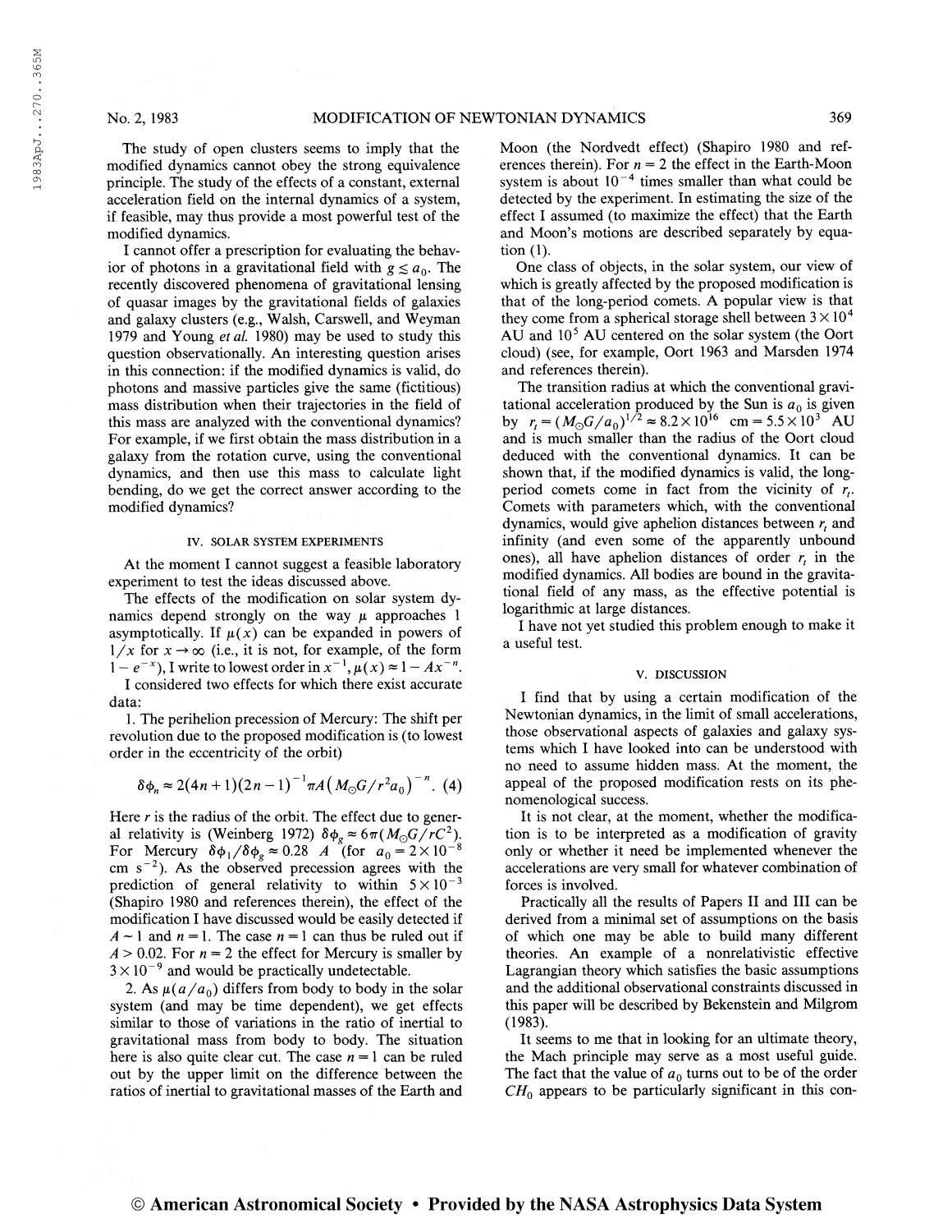The study of open clusters seems to imply that the modified dynamics cannot obey the strong equivalence principle. The study of the effects of a constant, external acceleration field on the internal dynamics of a system, if feasible, may thus provide a most powerful test of the modified dynamics.

I cannot offer a prescription for evaluating the behavior of photons in a gravitational field with $g \lesssim a_0$. The recently discovered phenomena of gravitational lensing of quasar images by the gravitational fields of galaxies and galaxy clusters (e.g., Walsh, Carswell, and Weyman 1979 and Young *et al.* 1980) may be used to study this question observationally. An interesting question arises in this connection: if the modified dynamics is valid, do photons and massive particles give the same (fictitious) mass distribution when their trajectories in the field of this mass are analyzed with the conventional dynamics? For example, if we first obtain the mass distribution in a galaxy from the rotation curve, using the conventional dynamics, and then use this mass to calculate light bending, do we get the correct answer according to the modified dynamics?

## IV. SOLAR SYSTEM EXPERIMENTS

At the moment I cannot suggest a feasible laboratory experiment to test the ideas discussed above.

The effects of the modification on solar system dynamics depend strongly on the way $\mu$ approaches 1 asymptotically. If $\mu(x)$ can be expanded in powers of $1/x$ for $x \to \infty$ (i.e., it is not, for example, of the form $1 - e^{-x}$), I write to lowest order in $x^{-1}$, $\mu(x) \approx 1 - Ax^{-n}$.

I considered two effects for which there exist accurate data:

1. The perihelion precession of Mercury: The shift per revolution due to the proposed modification is (to lowest order in the eccentricity of the orbit)

$$\delta\phi_n \approx 2(4n+1)(2n-1)^{-1}\pi A\left(M_\odot G/r^2 a_0\right)^{-n}. \quad (4)$$

Here $r$ is the radius of the orbit. The effect due to general relativity is (Weinberg 1972) $\delta\phi_g \approx 6\pi(M_\odot G/rC^2)$. For Mercury $\delta\phi_1/\delta\phi_g \approx 0.28\ A$ (for $a_0 = 2 \times 10^{-8}$ cm s$^{-2}$). As the observed precession agrees with the prediction of general relativity to within $5 \times 10^{-3}$ (Shapiro 1980 and references therein), the effect of the modification I have discussed would be easily detected if $A \sim 1$ and $n = 1$. The case $n = 1$ can thus be ruled out if $A > 0.02$. For $n = 2$ the effect for Mercury is smaller by $3 \times 10^{-9}$ and would be practically undetectable.

2. As $\mu(a/a_0)$ differs from body to body in the solar system (and may be time dependent), we get effects similar to those of variations in the ratio of inertial to gravitational mass from body to body. The situation here is also quite clear cut. The case $n = 1$ can be ruled out by the upper limit on the difference between the ratios of inertial to gravitational masses of the Earth and Moon (the Nordvedt effect) (Shapiro 1980 and references therein). For $n = 2$ the effect in the Earth-Moon system is about $10^{-4}$ times smaller than what could be detected by the experiment. In estimating the size of the effect I assumed (to maximize the effect) that the Earth and Moon's motions are described separately by equation (1).

One class of objects, in the solar system, our view of which is greatly affected by the proposed modification is that of the long-period comets. A popular view is that they come from a spherical storage shell between $3 \times 10^4$ AU and $10^5$ AU centered on the solar system (the Oort cloud) (see, for example, Oort 1963 and Marsden 1974 and references therein).

The transition radius at which the conventional gravitational acceleration produced by the Sun is $a_0$ is given by $r_t = (M_\odot G/a_0)^{1/2} \approx 8.2 \times 10^{16}$ cm $= 5.5 \times 10^3$ AU and is much smaller than the radius of the Oort cloud deduced with the conventional dynamics. It can be shown that, if the modified dynamics is valid, the long-period comets come in fact from the vicinity of $r_t$. Comets with parameters which, with the conventional dynamics, would give aphelion distances between $r_t$ and infinity (and even some of the apparently unbound ones), all have aphelion distances of order $r_t$ in the modified dynamics. All bodies are bound in the gravitational field of any mass, as the effective potential is logarithmic at large distances.

I have not yet studied this problem enough to make it a useful test.

## V. DISCUSSION

I find that by using a certain modification of the Newtonian dynamics, in the limit of small accelerations, those observational aspects of galaxies and galaxy systems which I have looked into can be understood with no need to assume hidden mass. At the moment, the appeal of the proposed modification rests on its phenomenological success.

It is not clear, at the moment, whether the modification is to be interpreted as a modification of gravity only or whether it need be implemented whenever the accelerations are very small for whatever combination of forces is involved.

Practically all the results of Papers II and III can be derived from a minimal set of assumptions on the basis of which one may be able to build many different theories. An example of a nonrelativistic effective Lagrangian theory which satisfies the basic assumptions and the additional observational constraints discussed in this paper will be described by Bekenstein and Milgrom (1983).

It seems to me that in looking for an ultimate theory, the Mach principle may serve as a most useful guide. The fact that the value of $a_0$ turns out to be of the order $CH_0$ appears to be particularly significant in this con-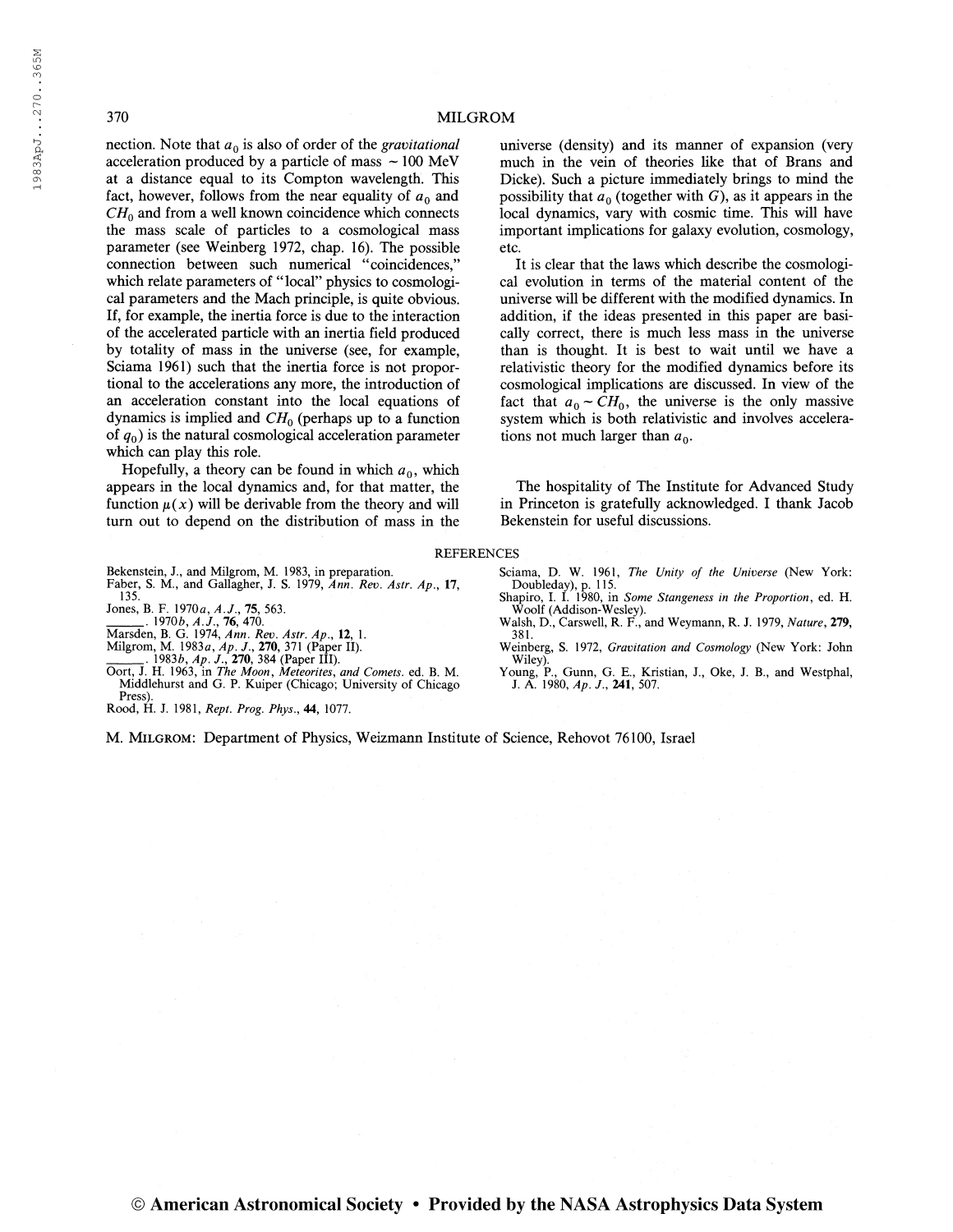nection. Note that $a_0$ is also of order of the *gravitational* acceleration produced by a particle of mass $\sim 100$ MeV at a distance equal to its Compton wavelength. This fact, however, follows from the near equality of $a_0$ and $CH_0$ and from a well known coincidence which connects the mass scale of particles to a cosmological mass parameter (see Weinberg 1972, chap. 16). The possible connection between such numerical "coincidences," which relate parameters of "local" physics to cosmological parameters and the Mach principle, is quite obvious. If, for example, the inertia force is due to the interaction of the accelerated particle with an inertia field produced by totality of mass in the universe (see, for example, Sciama 1961) such that the inertia force is not proportional to the accelerations any more, the introduction of an acceleration constant into the local equations of dynamics is implied and $CH_0$ (perhaps up to a function of $q_0$) is the natural cosmological acceleration parameter which can play this role.

Hopefully, a theory can be found in which $a_0$, which appears in the local dynamics and, for that matter, the function $\mu(x)$ will be derivable from the theory and will turn out to depend on the distribution of mass in the universe (density) and its manner of expansion (very much in the vein of theories like that of Brans and Dicke). Such a picture immediately brings to mind the possibility that $a_0$ (together with $G$), as it appears in the local dynamics, vary with cosmic time. This will have important implications for galaxy evolution, cosmology, etc.

It is clear that the laws which describe the cosmological evolution in terms of the material content of the universe will be different with the modified dynamics. In addition, if the ideas presented in this paper are basically correct, there is much less mass in the universe than is thought. It is best to wait until we have a relativistic theory for the modified dynamics before its cosmological implications are discussed. In view of the fact that $a_0 \sim CH_0$, the universe is the only massive system which is both relativistic and involves accelerations not much larger than $a_0$.

The hospitality of The Institute for Advanced Study in Princeton is gratefully acknowledged. I thank Jacob Bekenstein for useful discussions.

## REFERENCES

Bekenstein, J., and Milgrom, M. 1983, in preparation.
Faber, S. M., and Gallagher, J. S. 1979, *Ann. Rev. Astr. Ap.*, **17**, 135.
Jones, B. F. 1970*a*, *A.J.*, **75**, 563.
______. 1970*b*, *A.J.*, **76**, 470.
Marsden, B. G. 1974, *Ann. Rev. Astr. Ap.*, **12**, 1.
Milgrom, M. 1983*a*, *Ap. J.*, **270**, 371 (Paper II).
______. 1983*b*, *Ap. J.*, **270**, 384 (Paper III).
Oort, J. H. 1963, in *The Moon, Meteorites, and Comets*. ed. B. M. Middlehurst and G. P. Kuiper (Chicago; University of Chicago Press).
Rood, H. J. 1981, *Rept. Prog. Phys.*, **44**, 1077.
Sciama, D. W. 1961, *The Unity of the Universe* (New York: Doubleday), p. 115.
Shapiro, I. I. 1980, in *Some Stangeness in the Proportion*, ed. H. Woolf (Addison-Wesley).
Walsh, D., Carswell, R. F., and Weymann, R. J. 1979, *Nature*, **279**, 381.
Weinberg, S. 1972, *Gravitation and Cosmology* (New York: John Wiley).
Young, P., Gunn, G. E., Kristian, J., Oke, J. B., and Westphal, J. A. 1980, *Ap. J.*, **241**, 507.

M. Milgrom: Department of Physics, Weizmann Institute of Science, Rehovot 76100, Israel